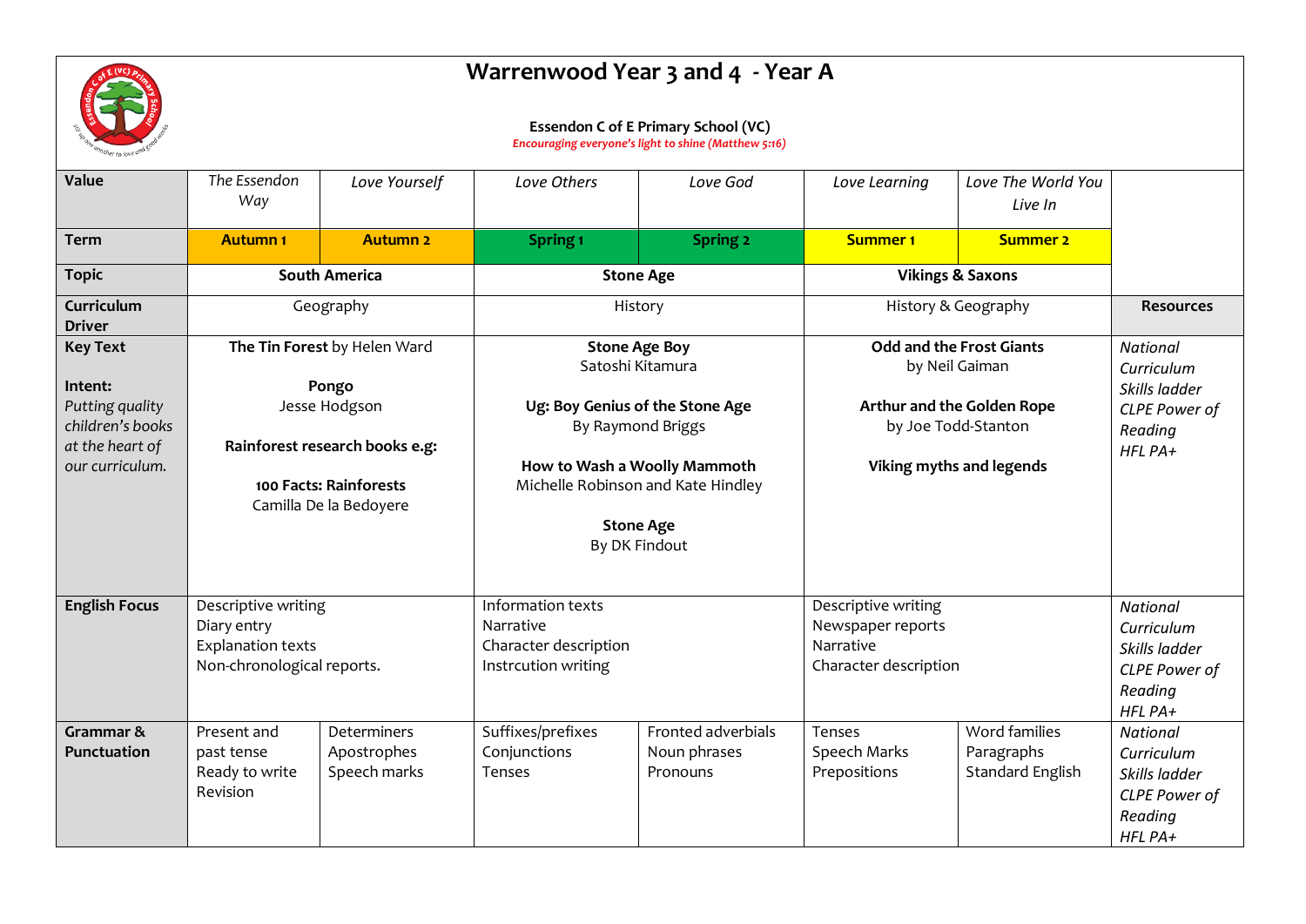# Warrenwood Year 3 and 4 - Year A

**Essendon C of E Primary School (VC)**

*Encouraging everyone's light to shine (Matthew 5:16)*

| | | | | | | | |
|---|---|---|---|---|---|---|---|
| **Value** | *The Essendon Way* | *Love Yourself* | *Love Others* | *Love God* | *Love Learning* | *Love The World You Live In* | |
| **Term** | **Autumn 1** | **Autumn 2** | **Spring 1** | **Spring 2** | **Summer 1** | **Summer 2** | |
| **Topic** | **South America** | | **Stone Age** | | **Vikings & Saxons** | | |
| **Curriculum Driver** | Geography | | History | | History & Geography | | **Resources** |
| **Key Text**<br><br>**Intent:**<br>*Putting quality children's books at the heart of our curriculum.* | **The Tin Forest** by Helen Ward<br><br>**Pongo**<br>Jesse Hodgson<br><br>**Rainforest research books e.g:**<br><br>**100 Facts: Rainforests**<br>Camilla De la Bedoyere | | **Stone Age Boy**<br>Satoshi Kitamura<br><br>**Ug: Boy Genius of the Stone Age**<br>By Raymond Briggs<br><br>**How to Wash a Woolly Mammoth**<br>Michelle Robinson and Kate Hindley<br><br>**Stone Age**<br>By DK Findout | | **Odd and the Frost Giants**<br>by Neil Gaiman<br><br>**Arthur and the Golden Rope**<br>by Joe Todd-Stanton<br><br>**Viking myths and legends** | | *National Curriculum*<br>*Skills ladder*<br>*CLPE Power of Reading*<br>*HFL PA+* |
| **English Focus** | Descriptive writing<br>Diary entry<br>Explanation texts<br>Non-chronological reports. | | Information texts<br>Narrative<br>Character description<br>Instrcution writing | | Descriptive writing<br>Newspaper reports<br>Narrative<br>Character description | | *National Curriculum*<br>*Skills ladder*<br>*CLPE Power of Reading*<br>*HFL PA+* |
| **Grammar & Punctuation** | Present and past tense<br>Ready to write<br>Revision | Determiners<br>Apostrophes<br>Speech marks | Suffixes/prefixes<br>Conjunctions<br>Tenses | Fronted adverbials<br>Noun phrases<br>Pronouns | Tenses<br>Speech Marks<br>Prepositions | Word families<br>Paragraphs<br>Standard English | *National Curriculum*<br>*Skills ladder*<br>*CLPE Power of Reading*<br>*HFL PA+* |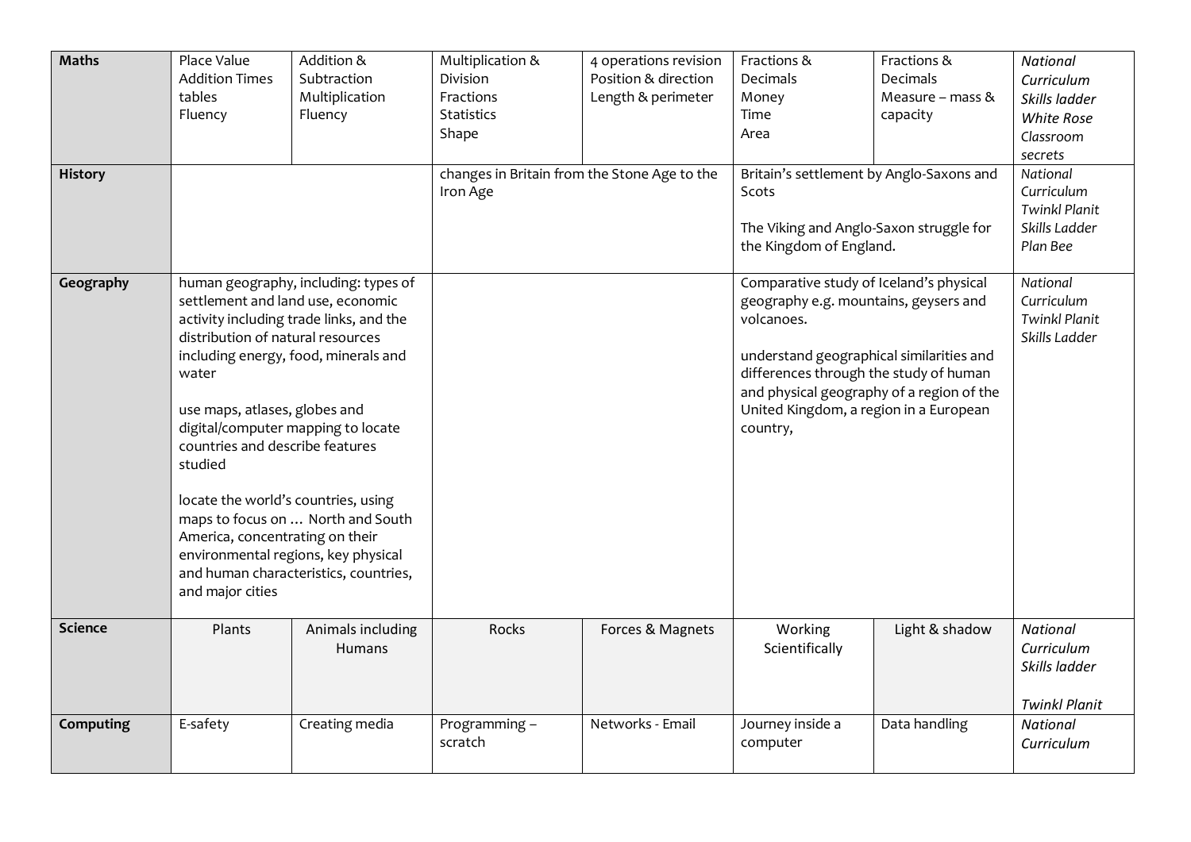| | | | | | | | |
|---|---|---|---|---|---|---|---|
| **Maths** | Place Value<br>Addition Times tables<br>Fluency | Addition & Subtraction<br>Multiplication<br>Fluency | Multiplication & Division<br>Fractions<br>Statistics<br>Shape | 4 operations revision<br>Position & direction<br>Length & perimeter | Fractions & Decimals<br>Money<br>Time<br>Area | Fractions & Decimals<br>Measure – mass & capacity | *National Curriculum*<br>*Skills ladder*<br>*White Rose*<br>*Classroom secrets* |
| **History** | | | changes in Britain from the Stone Age to the Iron Age | | Britain's settlement by Anglo-Saxons and Scots<br><br>The Viking and Anglo-Saxon struggle for the Kingdom of England. | | *National Curriculum*<br>*Twinkl Planit*<br>*Skills Ladder*<br>*Plan Bee* |
| **Geography** | human geography, including: types of settlement and land use, economic activity including trade links, and the distribution of natural resources including energy, food, minerals and water<br><br>use maps, atlases, globes and digital/computer mapping to locate countries and describe features studied<br><br>locate the world's countries, using maps to focus on … North and South America, concentrating on their environmental regions, key physical and human characteristics, countries, and major cities | | | | Comparative study of Iceland's physical geography e.g. mountains, geysers and volcanoes.<br><br>understand geographical similarities and differences through the study of human and physical geography of a region of the United Kingdom, a region in a European country, | | *National Curriculum*<br>*Twinkl Planit*<br>*Skills Ladder* |
| **Science** | Plants | Animals including Humans | Rocks | Forces & Magnets | Working Scientifically | Light & shadow | *National Curriculum*<br>*Skills ladder*<br><br>*Twinkl Planit* |
| **Computing** | E-safety | Creating media | Programming – scratch | Networks - Email | Journey inside a computer | Data handling | *National Curriculum* |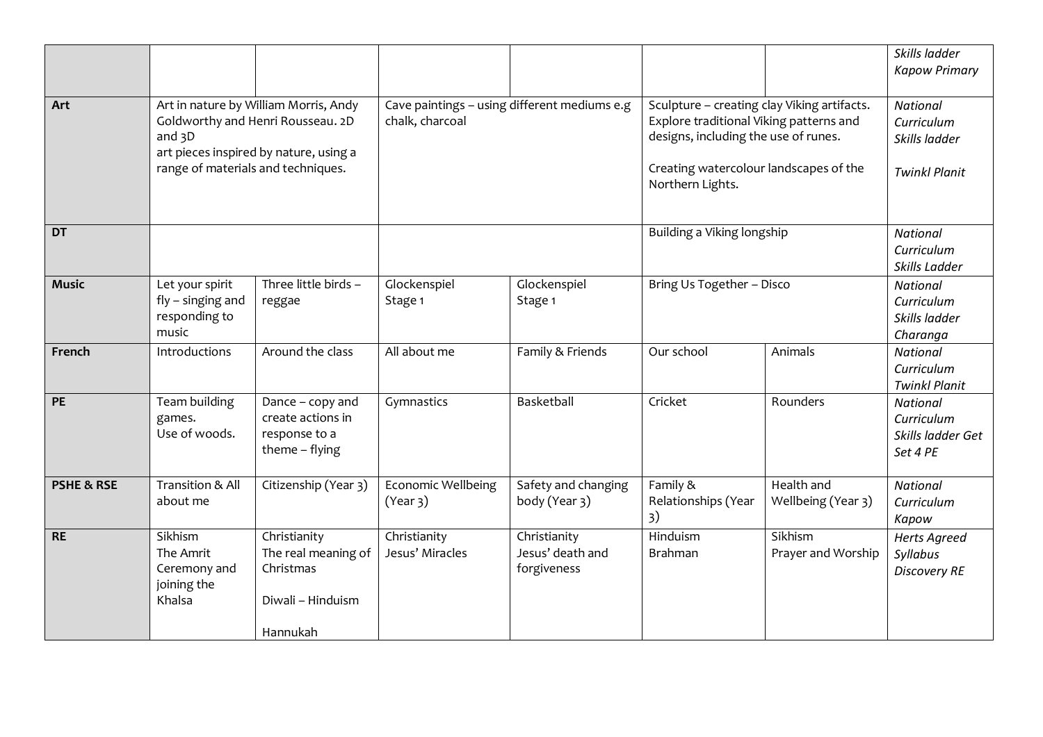| | | | | | | | |
|---|---|---|---|---|---|---|---|
| | | | | | | | *Skills ladder Kapow Primary* |
| **Art** | Art in nature by William Morris, Andy Goldworthy and Henri Rousseau. 2D and 3D art pieces inspired by nature, using a range of materials and techniques. | | Cave paintings – using different mediums e.g chalk, charcoal | | Sculpture – creating clay Viking artifacts. Explore traditional Viking patterns and designs, including the use of runes.<br><br>Creating watercolour landscapes of the Northern Lights. | | *National Curriculum Skills ladder*<br><br>*Twinkl Planit* |
| **DT** | | | | | Building a Viking longship | | *National Curriculum Skills Ladder* |
| **Music** | Let your spirit fly – singing and responding to music | Three little birds – reggae | Glockenspiel Stage 1 | Glockenspiel Stage 1 | Bring Us Together – Disco | | *National Curriculum Skills ladder Charanga* |
| **French** | Introductions | Around the class | All about me | Family & Friends | Our school | Animals | *National Curriculum Twinkl Planit* |
| **PE** | Team building games.<br>Use of woods. | Dance – copy and create actions in response to a theme – flying | Gymnastics | Basketball | Cricket | Rounders | *National Curriculum Skills ladder Get Set 4 PE* |
| **PSHE & RSE** | Transition & All about me | Citizenship (Year 3) | Economic Wellbeing (Year 3) | Safety and changing body (Year 3) | Family & Relationships (Year 3) | Health and Wellbeing (Year 3) | *National Curriculum Kapow* |
| **RE** | Sikhism<br>The Amrit Ceremony and joining the Khalsa | Christianity<br>The real meaning of Christmas<br><br>Diwali – Hinduism<br><br>Hannukah | Christianity<br>Jesus' Miracles | Christianity<br>Jesus' death and forgiveness | Hinduism<br>Brahman | Sikhism<br>Prayer and Worship | *Herts Agreed Syllabus Discovery RE* |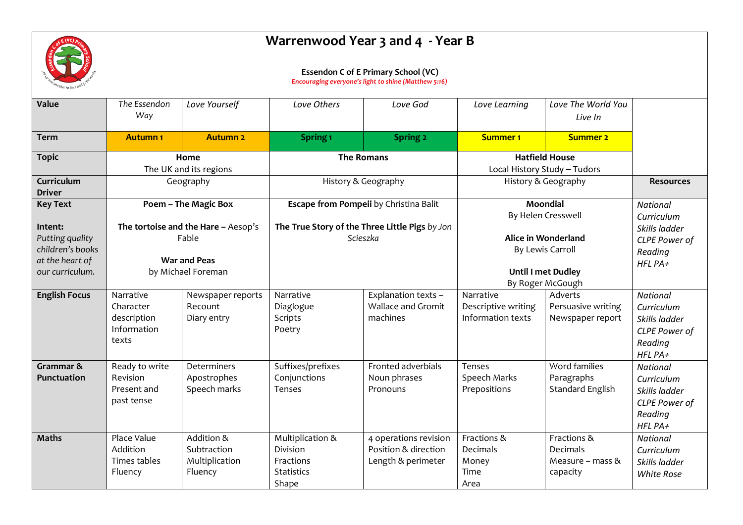# Warrenwood Year 3 and 4 - Year B

**Essendon C of E Primary School (VC)**

*Encouraging everyone's light to shine (Matthew 5:16)*

| **Value** | *The Essendon Way* | *Love Yourself* | *Love Others* | *Love God* | *Love Learning* | *Love The World You Live In* | |
|---|---|---|---|---|---|---|---|
| **Term** | **Autumn 1** | **Autumn 2** | **Spring 1** | **Spring 2** | **Summer 1** | **Summer 2** | |
| **Topic** | **Home**<br>The UK and its regions | | **The Romans** | | **Hatfield House**<br>Local History Study – Tudors | | |
| **Curriculum Driver** | Geography | | History & Geography | | History & Geography | | **Resources** |
| **Key Text**<br><br>**Intent:**<br>*Putting quality children's books at the heart of our curriculum.* | **Poem – The Magic Box**<br><br>**The tortoise and the Hare** – Aesop's Fable<br><br>**War and Peas**<br>by Michael Foreman | | **Escape from Pompeii** by Christina Balit<br><br>**The True Story of the Three Little Pigs** *by Jon Scieszka* | | **Moondial**<br>By Helen Cresswell<br><br>**Alice in Wonderland**<br>By Lewis Carroll<br><br>**Until I met Dudley**<br>By Roger McGough | | *National Curriculum*<br>*Skills ladder*<br>*CLPE Power of Reading*<br>*HFL PA+* |
| **English Focus** | Narrative<br>Character description<br>Information texts | Newspaper reports<br>Recount<br>Diary entry | Narrative<br>Diaglogue<br>Scripts<br>Poetry | Explanation texts – Wallace and Gromit machines | Narrative<br>Descriptive writing<br>Information texts | Adverts<br>Persuasive writing<br>Newspaper report | *National Curriculum*<br>*Skills ladder*<br>*CLPE Power of Reading*<br>*HFL PA+* |
| **Grammar & Punctuation** | Ready to write<br>Revision<br>Present and past tense | Determiners<br>Apostrophes<br>Speech marks | Suffixes/prefixes<br>Conjunctions<br>Tenses | Fronted adverbials<br>Noun phrases<br>Pronouns | Tenses<br>Speech Marks<br>Prepositions | Word families<br>Paragraphs<br>Standard English | *National Curriculum*<br>*Skills ladder*<br>*CLPE Power of Reading*<br>*HFL PA+* |
| **Maths** | Place Value<br>Addition<br>Times tables<br>Fluency | Addition & Subtraction<br>Multiplication<br>Fluency | Multiplication & Division<br>Fractions<br>Statistics<br>Shape | 4 operations revision<br>Position & direction<br>Length & perimeter | Fractions & Decimals<br>Money<br>Time<br>Area | Fractions & Decimals<br>Measure – mass & capacity | *National Curriculum*<br>*Skills ladder*<br>*White Rose* |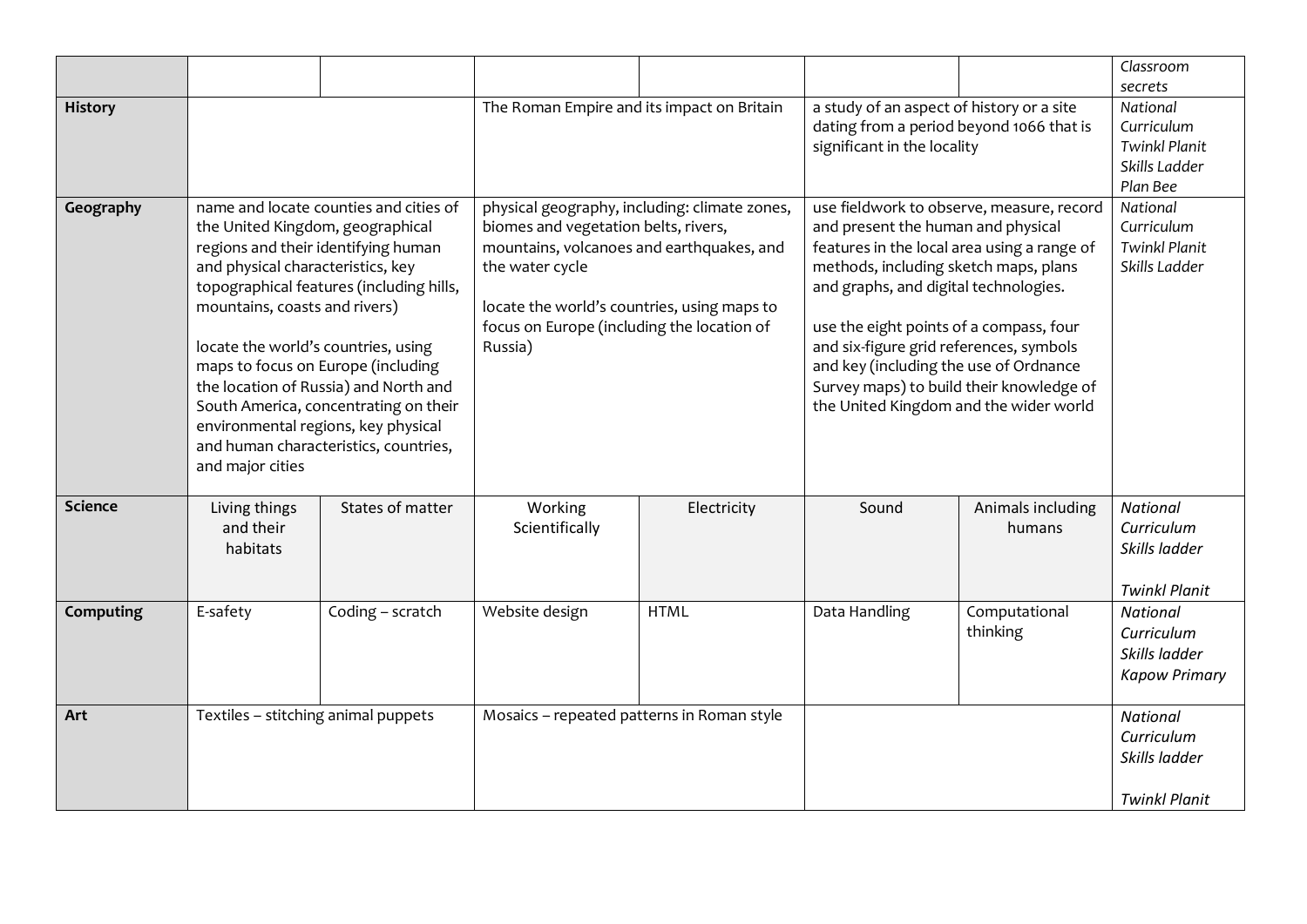| | | | | | | | |
|---|---|---|---|---|---|---|---|
| | | | | | | | *Classroom secrets* |
| **History** | | | The Roman Empire and its impact on Britain | | a study of an aspect of history or a site dating from a period beyond 1066 that is significant in the locality | | *National Curriculum Twinkl Planit Skills Ladder Plan Bee* |
| **Geography** | name and locate counties and cities of the United Kingdom, geographical regions and their identifying human and physical characteristics, key topographical features (including hills, mountains, coasts and rivers)<br><br>locate the world's countries, using maps to focus on Europe (including the location of Russia) and North and South America, concentrating on their environmental regions, key physical and human characteristics, countries, and major cities | | physical geography, including: climate zones, biomes and vegetation belts, rivers, mountains, volcanoes and earthquakes, and the water cycle<br><br>locate the world's countries, using maps to focus on Europe (including the location of Russia) | | use fieldwork to observe, measure, record and present the human and physical features in the local area using a range of methods, including sketch maps, plans and graphs, and digital technologies.<br><br>use the eight points of a compass, four and six-figure grid references, symbols and key (including the use of Ordnance Survey maps) to build their knowledge of the United Kingdom and the wider world | | *National Curriculum Twinkl Planit Skills Ladder* |
| **Science** | Living things and their habitats | States of matter | Working Scientifically | Electricity | Sound | Animals including humans | *National Curriculum Skills ladder*<br><br>*Twinkl Planit* |
| **Computing** | E-safety | Coding – scratch | Website design | HTML | Data Handling | Computational thinking | *National Curriculum Skills ladder Kapow Primary* |
| **Art** | Textiles – stitching animal puppets | | Mosaics – repeated patterns in Roman style | | | | *National Curriculum Skills ladder*<br><br>*Twinkl Planit* |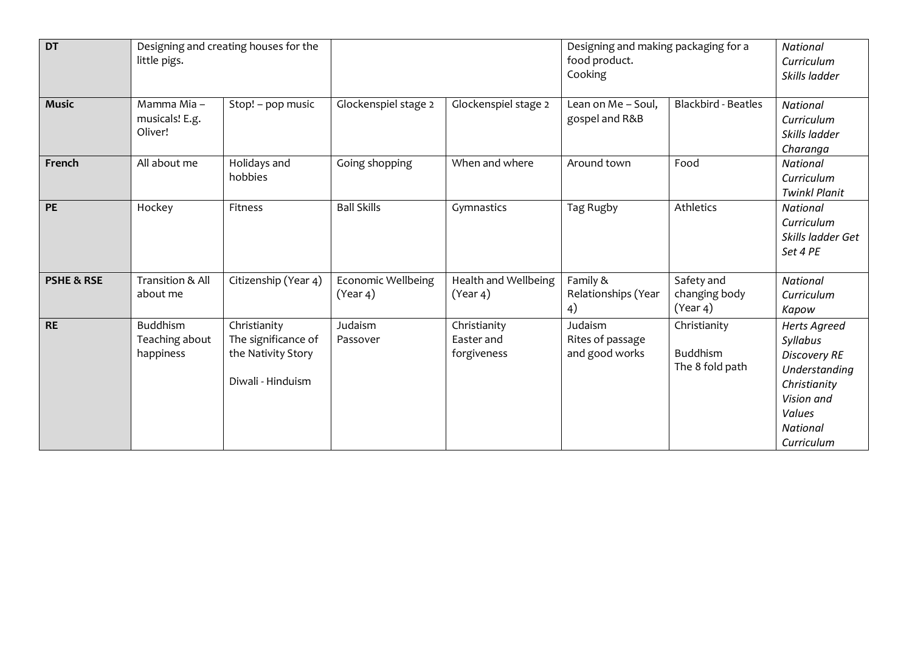| | | | | | | | |
|---|---|---|---|---|---|---|---|
| **DT** | Designing and creating houses for the little pigs. | | | | Designing and making packaging for a food product.<br>Cooking | | *National Curriculum*<br>*Skills ladder* |
| **Music** | Mamma Mia – musicals! E.g. Oliver! | Stop! – pop music | Glockenspiel stage 2 | Glockenspiel stage 2 | Lean on Me – Soul, gospel and R&B | Blackbird - Beatles | *National Curriculum*<br>*Skills ladder*<br>*Charanga* |
| **French** | All about me | Holidays and hobbies | Going shopping | When and where | Around town | Food | *National Curriculum*<br>*Twinkl Planit* |
| **PE** | Hockey | Fitness | Ball Skills | Gymnastics | Tag Rugby | Athletics | *National Curriculum*<br>*Skills ladder Get Set 4 PE* |
| **PSHE & RSE** | Transition & All about me | Citizenship (Year 4) | Economic Wellbeing (Year 4) | Health and Wellbeing (Year 4) | Family & Relationships (Year 4) | Safety and changing body (Year 4) | *National Curriculum*<br>*Kapow* |
| **RE** | Buddhism<br>Teaching about happiness | Christianity<br>The significance of the Nativity Story<br><br>Diwali - Hinduism | Judaism<br>Passover | Christianity<br>Easter and forgiveness | Judaism<br>Rites of passage and good works | Christianity<br><br>Buddhism<br>The 8 fold path | *Herts Agreed Syllabus*<br>*Discovery RE*<br>*Understanding Christianity*<br>*Vision and Values*<br>*National Curriculum* |